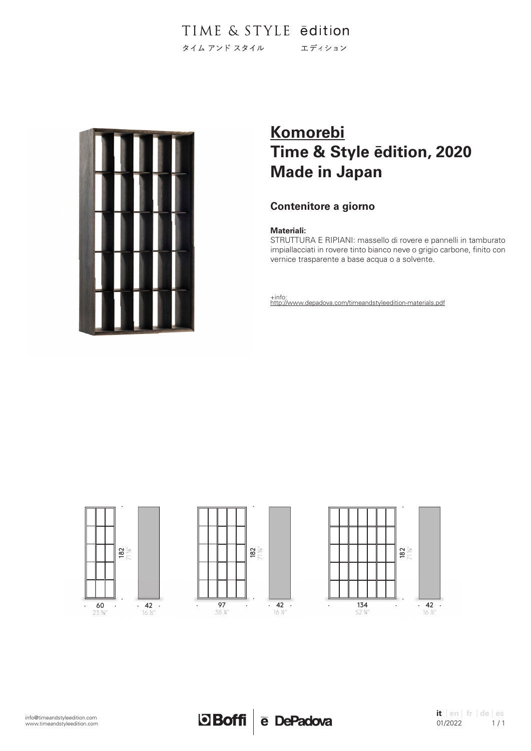TIME & STYLE ēdition

タイム アンド スタイル　エディション

# Komorebi
# Time & Style ēdition, 2020
# Made in Japan

## Contenitore a giorno

**Materiali:**
STRUTTURA E RIPIANI: massello di rovere e pannelli in tamburato impiallacciati in rovere tinto bianco neve o grigio carbone, finito con vernice trasparente a base acqua o a solvente.

+info:
http://www.depadova.com/timeandstyleedition-materials.pdf

182 / 71 5⁄8" — 60 / 23 5⁄8" — 42 / 16 ½"

182 / 71 5⁄8" — 97 / 38 ¼" — 42 / 16 ½"

182 / 71 5⁄8" — 134 / 52 ¾" — 42 / 16 ½"

info@timeandstyleedition.com
www.timeandstyleedition.com

Boffi | ē DePadova

it | en | fr | de | es
01/2022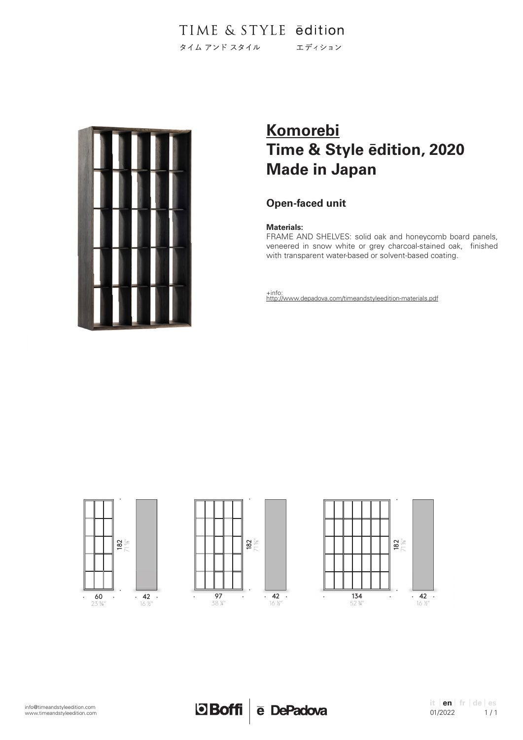TIME & STYLE ēdition

タイム アンド スタイル エディション

# Komorebi
# Time & Style ēdition, 2020
# Made in Japan

## Open-faced unit

**Materials:**
FRAME AND SHELVES: solid oak and honeycomb board panels, veneered in snow white or grey charcoal-stained oak, finished with transparent water-based or solvent-based coating.

+info:
http://www.depadova.com/timeandstyleedition-materials.pdf

182 / 71 ⅝"
60 / 23 ⅝"
42 / 16 ½"

182 / 71 ⅝"
97 / 38 ¼"
42 / 16 ½"

182 / 71 ⅝"
134 / 52 ¾"
42 / 16 ½"

info@timeandstyleedition.com
www.timeandstyleedition.com

Boffi | ē DePadova

it | en | fr | de | es
01/2022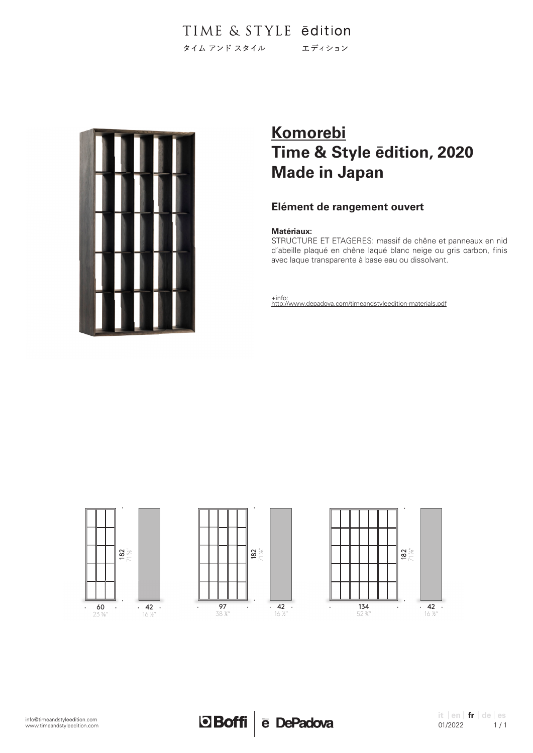TIME & STYLE ēdition

タイム アンド スタイル エディション

## **Komorebi**
## **Time & Style ēdition, 2020**
## **Made in Japan**

### Elément de rangement ouvert

**Matériaux:**
STRUCTURE ET ETAGERES: massif de chêne et panneaux en nid d'abeille plaqué en chêne laqué blanc neige ou gris carbon, finis avec laque transparente à base eau ou dissolvant.

+info:
http://www.depadova.com/timeandstyleedition-materials.pdf

182 / 71 5/8"
60 / 23 5/8" · 42 / 16 ½"

182 / 71 5/8"
97 / 38 ¼" · 42 / 16 ½"

182 / 71 5/8"
134 / 52 ¾" · 42 / 16 ½"

info@timeandstyleedition.com
www.timeandstyleedition.com

Boffi | ē DePadova

it | en | fr | de | es
01/2022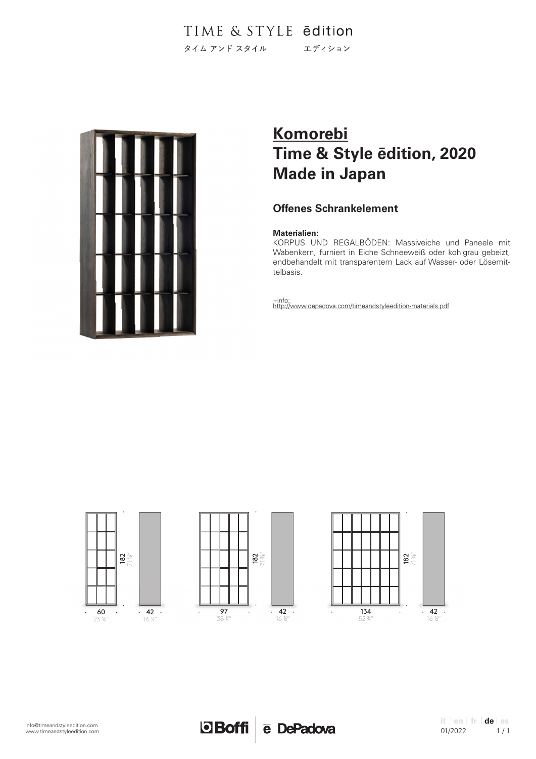TIME & STYLE ēdition
タイム アンド スタイル エディション

# Komorebi
# Time & Style ēdition, 2020
# Made in Japan

### Offenes Schrankelement

**Materialien:**
KORPUS UND REGALBÖDEN: Massiveiche und Paneele mit Wabenkern, furniert in Eiche Schneeweiß oder kohlgrau gebeizt, endbehandelt mit transparentem Lack auf Wasser- oder Lösemittelbasis.

+info:
http://www.depadova.com/timeandstyleedition-materials.pdf

182 / 71 ⅝"
60 / 23 ⅝"
42 / 16 ½"

182 / 71 ⅝"
97 / 38 ¼"
42 / 16 ½"

182 / 71 ⅝"
134 / 52 ¾"
42 / 16 ½"

info@timeandstyleedition.com
www.timeandstyleedition.com

Boffi | ē DePadova

it | en | fr | de | es
01/2022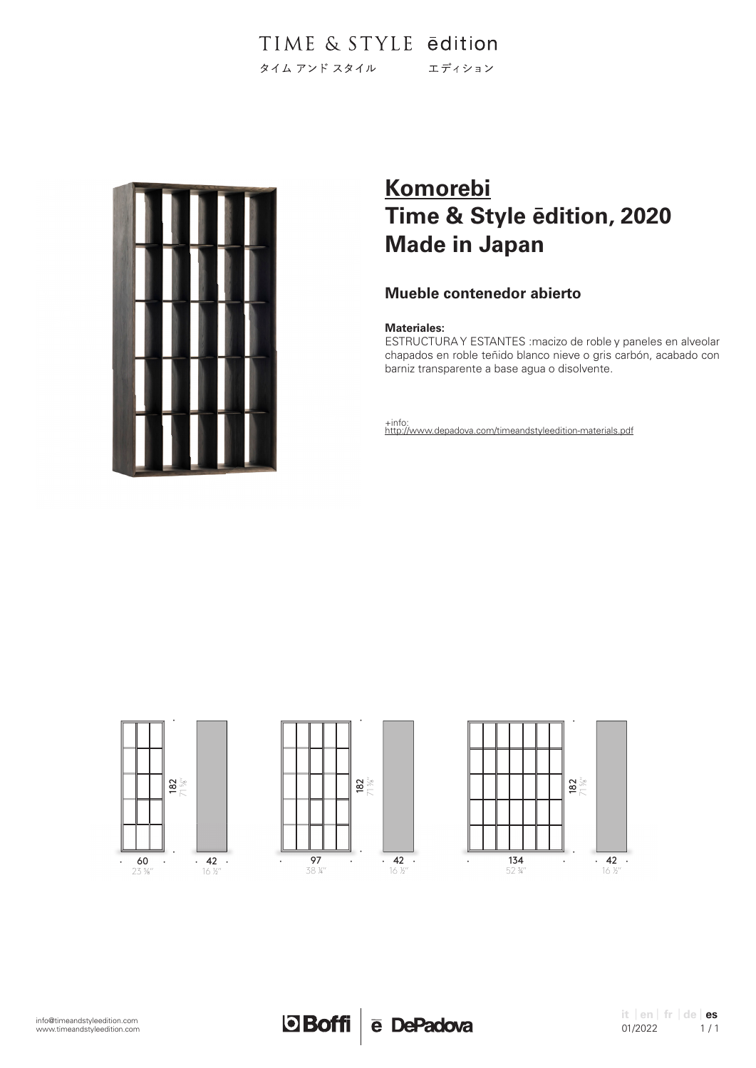TIME & STYLE ēdition

タイム アンド スタイル エディション

# Komorebi
# Time & Style ēdition, 2020
# Made in Japan

## Mueble contenedor abierto

**Materiales:**
ESTRUCTURA Y ESTANTES :macizo de roble y paneles en alveolar chapados en roble teñido blanco nieve o gris carbón, acabado con barniz transparente a base agua o disolvente.

+info:
http://www.depadova.com/timeandstyleedition-materials.pdf

182
71 ⅝"
60
23 ⅝"
42
16 ½"

182
71 ⅝"
97
38 ¼"
42
16 ½"

182
71 ⅝"
134
52 ¾"
42
16 ½"

info@timeandstyleedition.com
www.timeandstyleedition.com

Boffi | ē DePadova

it | en | fr | de | **es**
01/2022